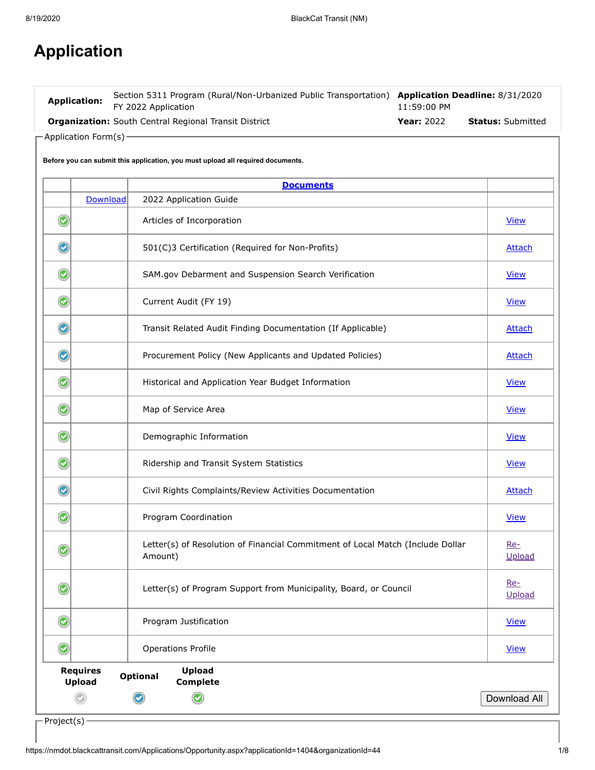# Application

| | | | |
|---|---|---|---|
| **Application:** | Section 5311 Program (Rural/Non-Urbanized Public Transportation) FY 2022 Application | **Application Deadline:** 8/31/2020 11:59:00 PM | |
| **Organization:** | South Central Regional Transit District | **Year:** 2022 | **Status:** Submitted |

## Application Form(s)

**Before you can submit this application, you must upload all required documents.**

| | | Documents | |
|---|---|---|---|
| | Download | 2022 Application Guide | |
| Upload Complete | | Articles of Incorporation | View |
| Optional | | 501(C)3 Certification (Required for Non-Profits) | Attach |
| Upload Complete | | SAM.gov Debarment and Suspension Search Verification | View |
| Upload Complete | | Current Audit (FY 19) | View |
| Optional | | Transit Related Audit Finding Documentation (If Applicable) | Attach |
| Optional | | Procurement Policy (New Applicants and Updated Policies) | Attach |
| Upload Complete | | Historical and Application Year Budget Information | View |
| Upload Complete | | Map of Service Area | View |
| Upload Complete | | Demographic Information | View |
| Upload Complete | | Ridership and Transit System Statistics | View |
| Optional | | Civil Rights Complaints/Review Activities Documentation | Attach |
| Upload Complete | | Program Coordination | View |
| Upload Complete | | Letter(s) of Resolution of Financial Commitment of Local Match (Include Dollar Amount) | Re-Upload |
| Upload Complete | | Letter(s) of Program Support from Municipality, Board, or Council | Re-Upload |
| Upload Complete | | Program Justification | View |
| Upload Complete | | Operations Profile | View |

**Requires Upload** | **Optional** | **Upload Complete**

Download All

## Project(s)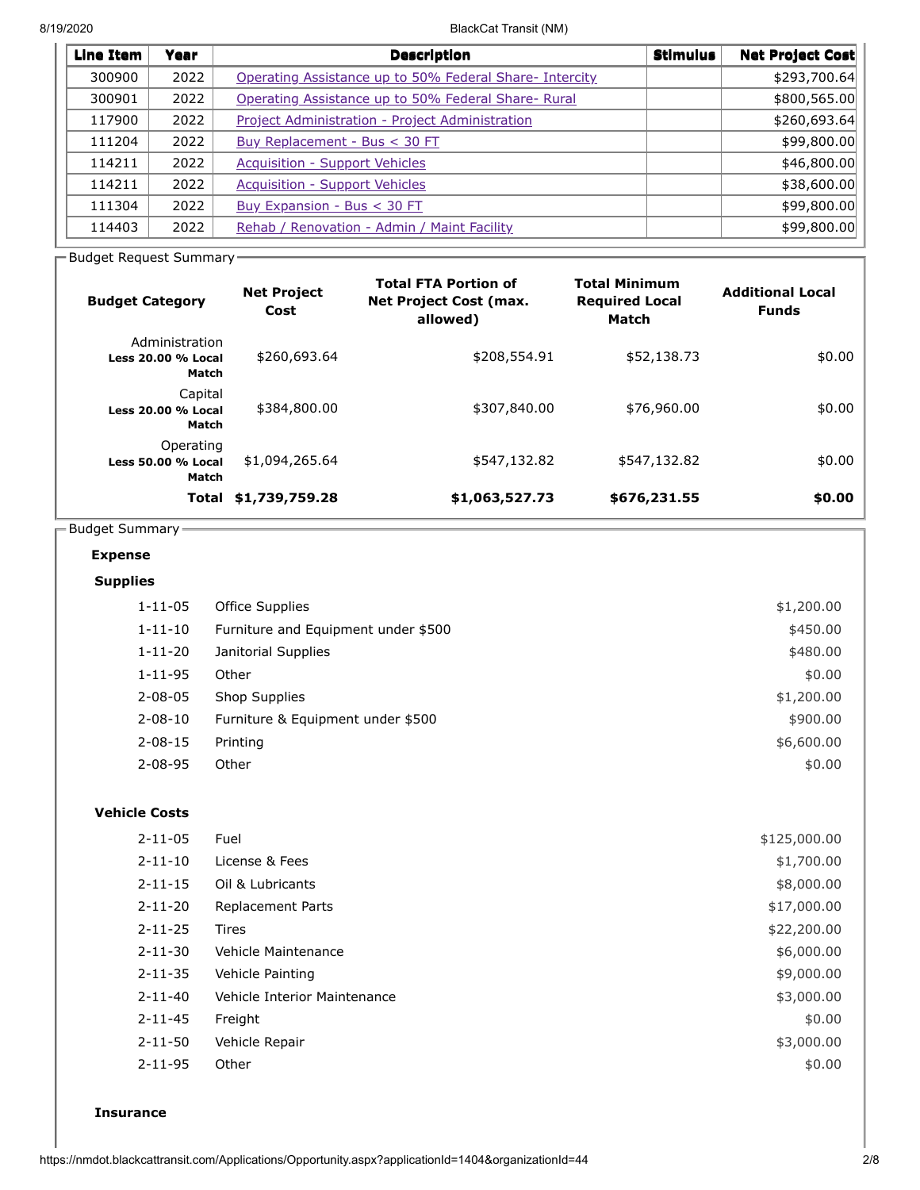| Line Item | Year | Description | Stimulus | Net Project Cost |
|---|---|---|---|---|
| 300900 | 2022 | Operating Assistance up to 50% Federal Share- Intercity | | $293,700.64 |
| 300901 | 2022 | Operating Assistance up to 50% Federal Share- Rural | | $800,565.00 |
| 117900 | 2022 | Project Administration - Project Administration | | $260,693.64 |
| 111204 | 2022 | Buy Replacement - Bus < 30 FT | | $99,800.00 |
| 114211 | 2022 | Acquisition - Support Vehicles | | $46,800.00 |
| 114211 | 2022 | Acquisition - Support Vehicles | | $38,600.00 |
| 111304 | 2022 | Buy Expansion - Bus < 30 FT | | $99,800.00 |
| 114403 | 2022 | Rehab / Renovation - Admin / Maint Facility | | $99,800.00 |

## Budget Request Summary

| Budget Category | Net Project Cost | Total FTA Portion of Net Project Cost (max. allowed) | Total Minimum Required Local Match | Additional Local Funds |
|---|---|---|---|---|
| Administration **Less 20.00 % Local Match** | $260,693.64 | $208,554.91 | $52,138.73 | $0.00 |
| Capital **Less 20.00 % Local Match** | $384,800.00 | $307,840.00 | $76,960.00 | $0.00 |
| Operating **Less 50.00 % Local Match** | $1,094,265.64 | $547,132.82 | $547,132.82 | $0.00 |
| **Total** | **$1,739,759.28** | **$1,063,527.73** | **$676,231.55** | **$0.00** |

## Budget Summary

### Expense

#### Supplies

| Code | Item | Amount |
|---|---|---|
| 1-11-05 | Office Supplies | $1,200.00 |
| 1-11-10 | Furniture and Equipment under $500 | $450.00 |
| 1-11-20 | Janitorial Supplies | $480.00 |
| 1-11-95 | Other | $0.00 |
| 2-08-05 | Shop Supplies | $1,200.00 |
| 2-08-10 | Furniture & Equipment under $500 | $900.00 |
| 2-08-15 | Printing | $6,600.00 |
| 2-08-95 | Other | $0.00 |

#### Vehicle Costs

| Code | Item | Amount |
|---|---|---|
| 2-11-05 | Fuel | $125,000.00 |
| 2-11-10 | License & Fees | $1,700.00 |
| 2-11-15 | Oil & Lubricants | $8,000.00 |
| 2-11-20 | Replacement Parts | $17,000.00 |
| 2-11-25 | Tires | $22,200.00 |
| 2-11-30 | Vehicle Maintenance | $6,000.00 |
| 2-11-35 | Vehicle Painting | $9,000.00 |
| 2-11-40 | Vehicle Interior Maintenance | $3,000.00 |
| 2-11-45 | Freight | $0.00 |
| 2-11-50 | Vehicle Repair | $3,000.00 |
| 2-11-95 | Other | $0.00 |

#### Insurance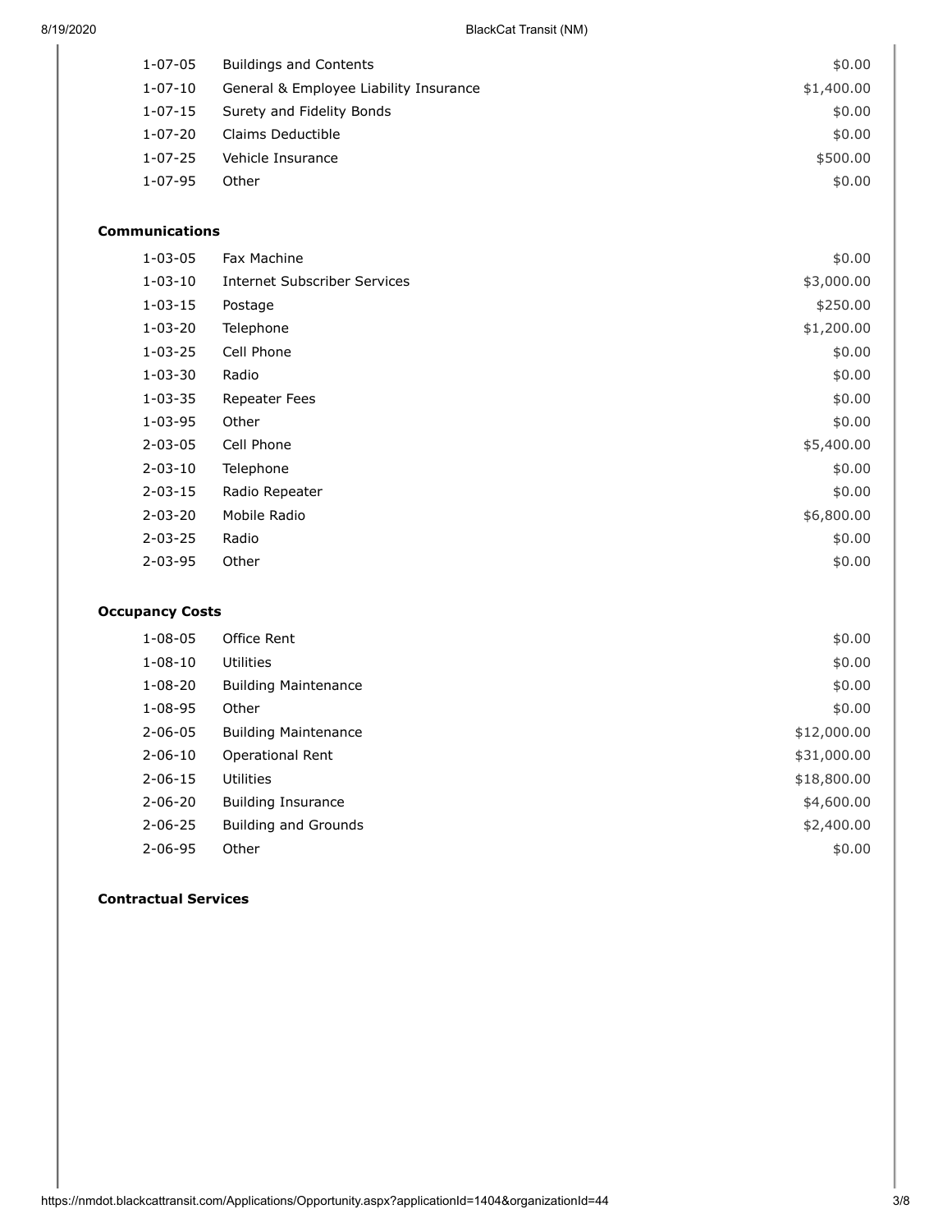| | | |
|---|---|---|
| 1-07-05 | Buildings and Contents | $0.00 |
| 1-07-10 | General & Employee Liability Insurance | $1,400.00 |
| 1-07-15 | Surety and Fidelity Bonds | $0.00 |
| 1-07-20 | Claims Deductible | $0.00 |
| 1-07-25 | Vehicle Insurance | $500.00 |
| 1-07-95 | Other | $0.00 |

**Communications**

| | | |
|---|---|---|
| 1-03-05 | Fax Machine | $0.00 |
| 1-03-10 | Internet Subscriber Services | $3,000.00 |
| 1-03-15 | Postage | $250.00 |
| 1-03-20 | Telephone | $1,200.00 |
| 1-03-25 | Cell Phone | $0.00 |
| 1-03-30 | Radio | $0.00 |
| 1-03-35 | Repeater Fees | $0.00 |
| 1-03-95 | Other | $0.00 |
| 2-03-05 | Cell Phone | $5,400.00 |
| 2-03-10 | Telephone | $0.00 |
| 2-03-15 | Radio Repeater | $0.00 |
| 2-03-20 | Mobile Radio | $6,800.00 |
| 2-03-25 | Radio | $0.00 |
| 2-03-95 | Other | $0.00 |

**Occupancy Costs**

| | | |
|---|---|---|
| 1-08-05 | Office Rent | $0.00 |
| 1-08-10 | Utilities | $0.00 |
| 1-08-20 | Building Maintenance | $0.00 |
| 1-08-95 | Other | $0.00 |
| 2-06-05 | Building Maintenance | $12,000.00 |
| 2-06-10 | Operational Rent | $31,000.00 |
| 2-06-15 | Utilities | $18,800.00 |
| 2-06-20 | Building Insurance | $4,600.00 |
| 2-06-25 | Building and Grounds | $2,400.00 |
| 2-06-95 | Other | $0.00 |

**Contractual Services**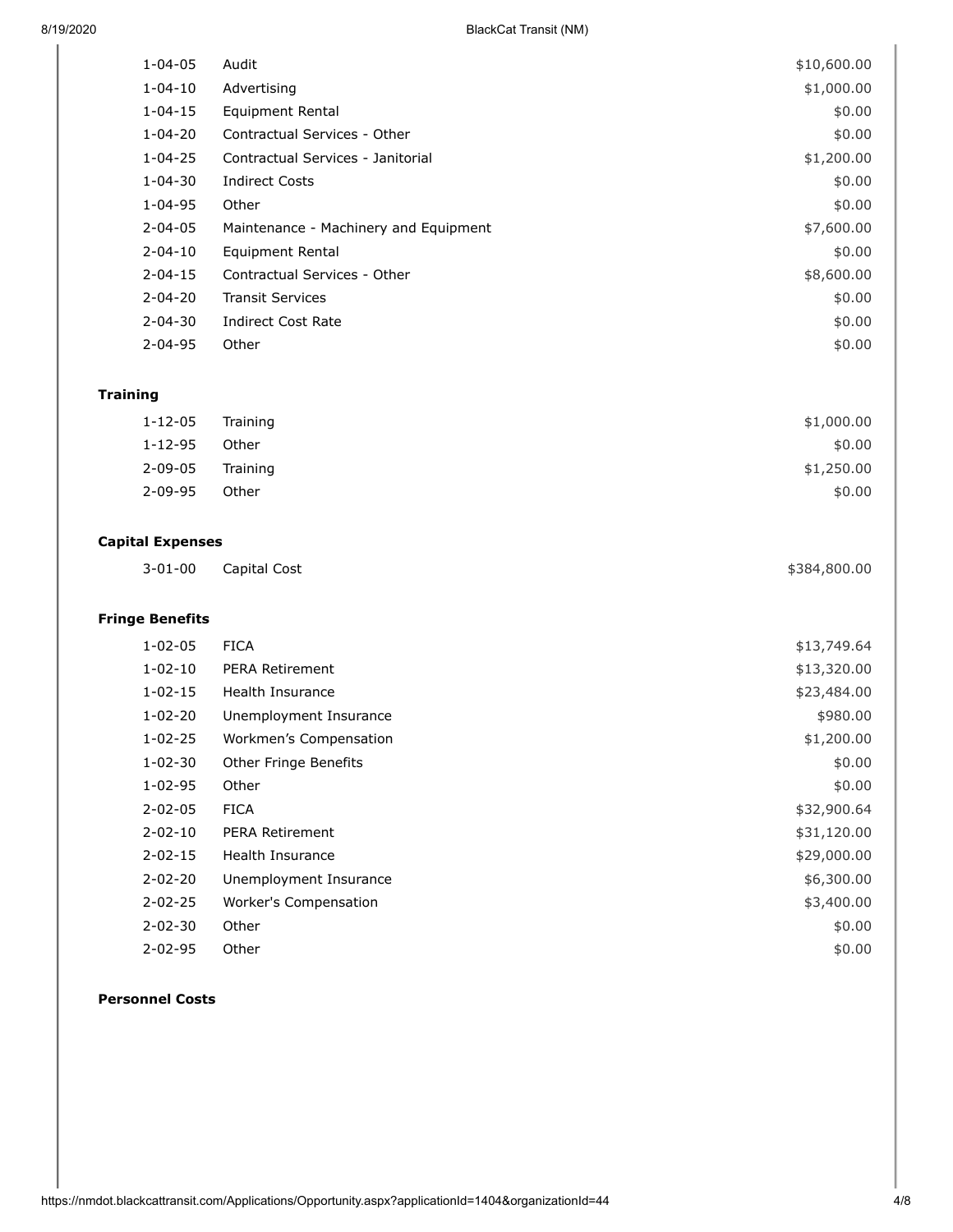| | | |
|---|---|---|
| 1-04-05 | Audit | $10,600.00 |
| 1-04-10 | Advertising | $1,000.00 |
| 1-04-15 | Equipment Rental | $0.00 |
| 1-04-20 | Contractual Services - Other | $0.00 |
| 1-04-25 | Contractual Services - Janitorial | $1,200.00 |
| 1-04-30 | Indirect Costs | $0.00 |
| 1-04-95 | Other | $0.00 |
| 2-04-05 | Maintenance - Machinery and Equipment | $7,600.00 |
| 2-04-10 | Equipment Rental | $0.00 |
| 2-04-15 | Contractual Services - Other | $8,600.00 |
| 2-04-20 | Transit Services | $0.00 |
| 2-04-30 | Indirect Cost Rate | $0.00 |
| 2-04-95 | Other | $0.00 |

**Training**

| | | |
|---|---|---|
| 1-12-05 | Training | $1,000.00 |
| 1-12-95 | Other | $0.00 |
| 2-09-05 | Training | $1,250.00 |
| 2-09-95 | Other | $0.00 |

**Capital Expenses**

| | | |
|---|---|---|
| 3-01-00 | Capital Cost | $384,800.00 |

**Fringe Benefits**

| | | |
|---|---|---|
| 1-02-05 | FICA | $13,749.64 |
| 1-02-10 | PERA Retirement | $13,320.00 |
| 1-02-15 | Health Insurance | $23,484.00 |
| 1-02-20 | Unemployment Insurance | $980.00 |
| 1-02-25 | Workmen's Compensation | $1,200.00 |
| 1-02-30 | Other Fringe Benefits | $0.00 |
| 1-02-95 | Other | $0.00 |
| 2-02-05 | FICA | $32,900.64 |
| 2-02-10 | PERA Retirement | $31,120.00 |
| 2-02-15 | Health Insurance | $29,000.00 |
| 2-02-20 | Unemployment Insurance | $6,300.00 |
| 2-02-25 | Worker's Compensation | $3,400.00 |
| 2-02-30 | Other | $0.00 |
| 2-02-95 | Other | $0.00 |

**Personnel Costs**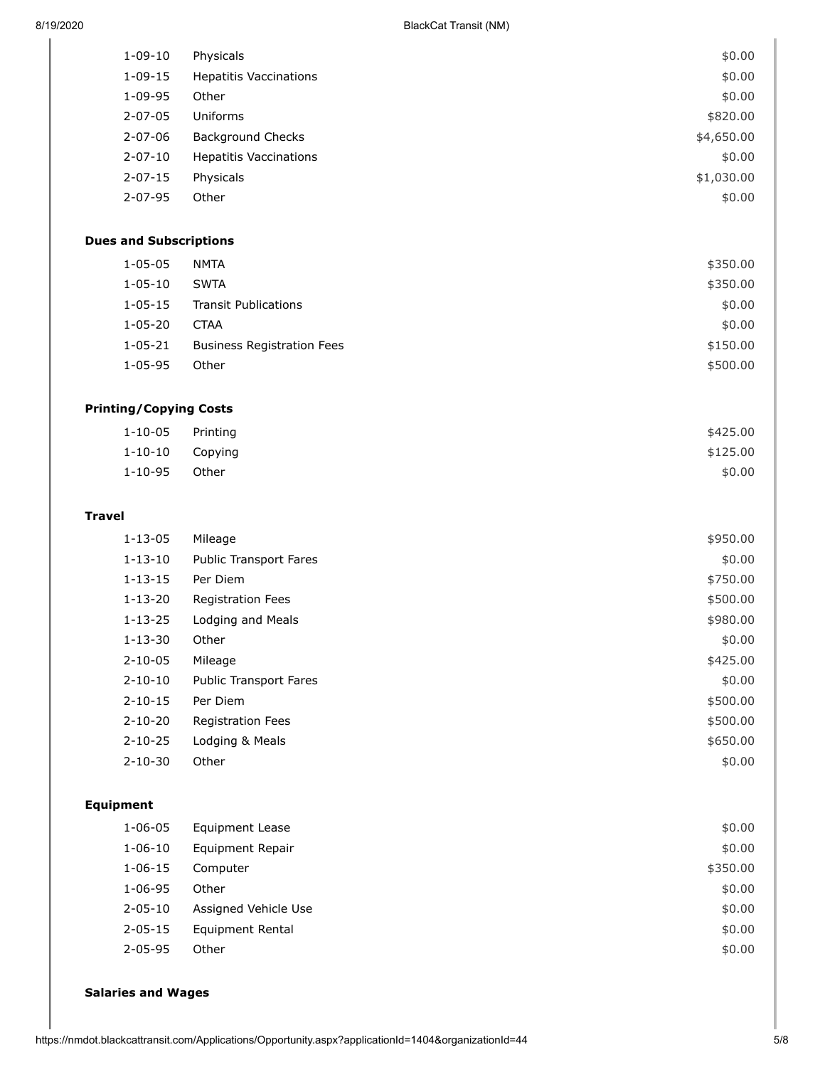| | | |
|---|---|---|
| 1-09-10 | Physicals | $0.00 |
| 1-09-15 | Hepatitis Vaccinations | $0.00 |
| 1-09-95 | Other | $0.00 |
| 2-07-05 | Uniforms | $820.00 |
| 2-07-06 | Background Checks | $4,650.00 |
| 2-07-10 | Hepatitis Vaccinations | $0.00 |
| 2-07-15 | Physicals | $1,030.00 |
| 2-07-95 | Other | $0.00 |

**Dues and Subscriptions**

| | | |
|---|---|---|
| 1-05-05 | NMTA | $350.00 |
| 1-05-10 | SWTA | $350.00 |
| 1-05-15 | Transit Publications | $0.00 |
| 1-05-20 | CTAA | $0.00 |
| 1-05-21 | Business Registration Fees | $150.00 |
| 1-05-95 | Other | $500.00 |

**Printing/Copying Costs**

| | | |
|---|---|---|
| 1-10-05 | Printing | $425.00 |
| 1-10-10 | Copying | $125.00 |
| 1-10-95 | Other | $0.00 |

**Travel**

| | | |
|---|---|---|
| 1-13-05 | Mileage | $950.00 |
| 1-13-10 | Public Transport Fares | $0.00 |
| 1-13-15 | Per Diem | $750.00 |
| 1-13-20 | Registration Fees | $500.00 |
| 1-13-25 | Lodging and Meals | $980.00 |
| 1-13-30 | Other | $0.00 |
| 2-10-05 | Mileage | $425.00 |
| 2-10-10 | Public Transport Fares | $0.00 |
| 2-10-15 | Per Diem | $500.00 |
| 2-10-20 | Registration Fees | $500.00 |
| 2-10-25 | Lodging & Meals | $650.00 |
| 2-10-30 | Other | $0.00 |

**Equipment**

| | | |
|---|---|---|
| 1-06-05 | Equipment Lease | $0.00 |
| 1-06-10 | Equipment Repair | $0.00 |
| 1-06-15 | Computer | $350.00 |
| 1-06-95 | Other | $0.00 |
| 2-05-10 | Assigned Vehicle Use | $0.00 |
| 2-05-15 | Equipment Rental | $0.00 |
| 2-05-95 | Other | $0.00 |

**Salaries and Wages**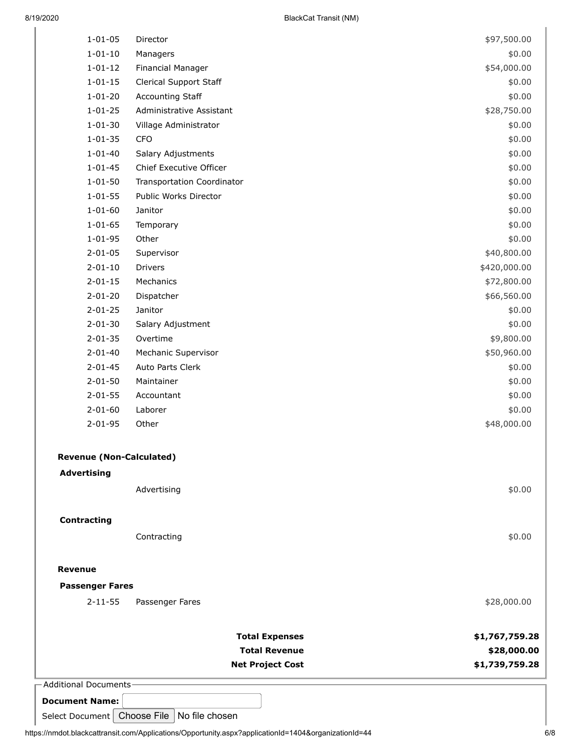| | | |
|---|---|---|
| 1-01-05 | Director | $97,500.00 |
| 1-01-10 | Managers | $0.00 |
| 1-01-12 | Financial Manager | $54,000.00 |
| 1-01-15 | Clerical Support Staff | $0.00 |
| 1-01-20 | Accounting Staff | $0.00 |
| 1-01-25 | Administrative Assistant | $28,750.00 |
| 1-01-30 | Village Administrator | $0.00 |
| 1-01-35 | CFO | $0.00 |
| 1-01-40 | Salary Adjustments | $0.00 |
| 1-01-45 | Chief Executive Officer | $0.00 |
| 1-01-50 | Transportation Coordinator | $0.00 |
| 1-01-55 | Public Works Director | $0.00 |
| 1-01-60 | Janitor | $0.00 |
| 1-01-65 | Temporary | $0.00 |
| 1-01-95 | Other | $0.00 |
| 2-01-05 | Supervisor | $40,800.00 |
| 2-01-10 | Drivers | $420,000.00 |
| 2-01-15 | Mechanics | $72,800.00 |
| 2-01-20 | Dispatcher | $66,560.00 |
| 2-01-25 | Janitor | $0.00 |
| 2-01-30 | Salary Adjustment | $0.00 |
| 2-01-35 | Overtime | $9,800.00 |
| 2-01-40 | Mechanic Supervisor | $50,960.00 |
| 2-01-45 | Auto Parts Clerk | $0.00 |
| 2-01-50 | Maintainer | $0.00 |
| 2-01-55 | Accountant | $0.00 |
| 2-01-60 | Laborer | $0.00 |
| 2-01-95 | Other | $48,000.00 |

**Revenue (Non-Calculated)**

**Advertising**

| | | |
|---|---|---|
| | Advertising | $0.00 |

**Contracting**

| | | |
|---|---|---|
| | Contracting | $0.00 |

**Revenue**

**Passenger Fares**

| | | |
|---|---|---|
| 2-11-55 | Passenger Fares | $28,000.00 |

| | |
|---|---|
| **Total Expenses** | **$1,767,759.28** |
| **Total Revenue** | **$28,000.00** |
| **Net Project Cost** | **$1,739,759.28** |

Additional Documents

**Document Name:**

Select Document Choose File No file chosen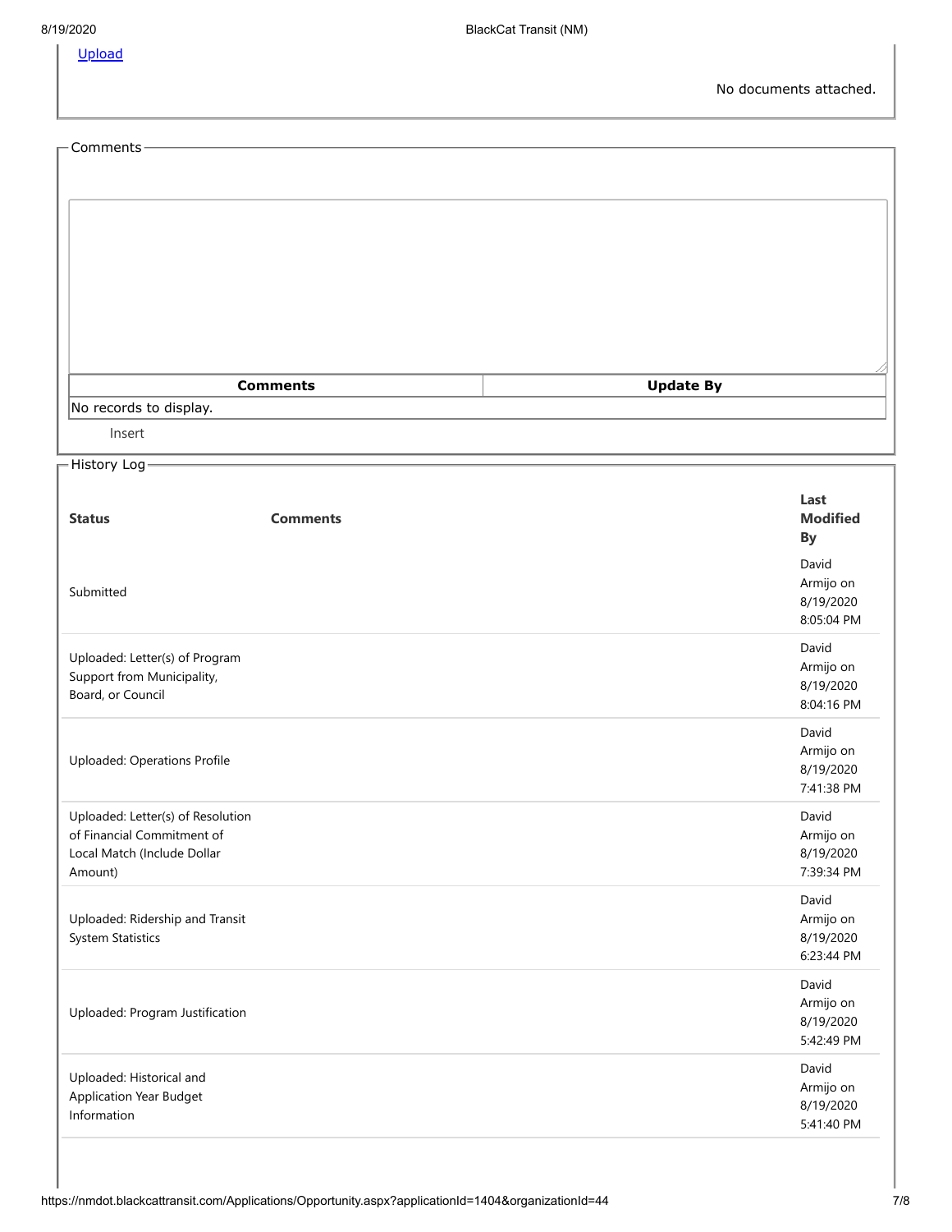Upload

No documents attached.

## Comments

| Comments | Update By |
| --- | --- |
| No records to display. | |

Insert

## History Log

| Status | Comments | Last Modified By |
| --- | --- | --- |
| Submitted | | David Armijo on 8/19/2020 8:05:04 PM |
| Uploaded: Letter(s) of Program Support from Municipality, Board, or Council | | David Armijo on 8/19/2020 8:04:16 PM |
| Uploaded: Operations Profile | | David Armijo on 8/19/2020 7:41:38 PM |
| Uploaded: Letter(s) of Resolution of Financial Commitment of Local Match (Include Dollar Amount) | | David Armijo on 8/19/2020 7:39:34 PM |
| Uploaded: Ridership and Transit System Statistics | | David Armijo on 8/19/2020 6:23:44 PM |
| Uploaded: Program Justification | | David Armijo on 8/19/2020 5:42:49 PM |
| Uploaded: Historical and Application Year Budget Information | | David Armijo on 8/19/2020 5:41:40 PM |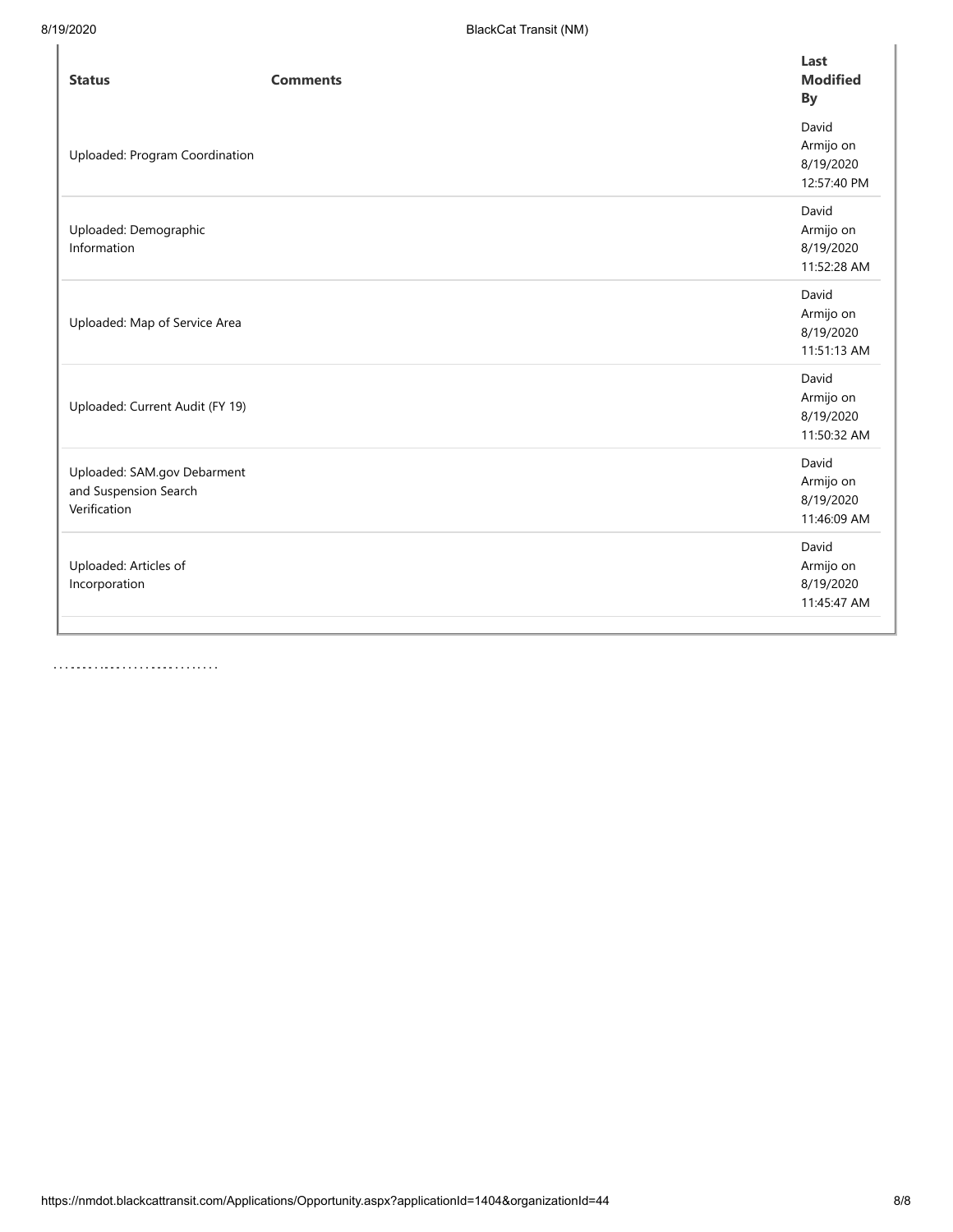| Status | Comments | Last Modified By |
|---|---|---|
| Uploaded: Program Coordination | | David Armijo on 8/19/2020 12:57:40 PM |
| Uploaded: Demographic Information | | David Armijo on 8/19/2020 11:52:28 AM |
| Uploaded: Map of Service Area | | David Armijo on 8/19/2020 11:51:13 AM |
| Uploaded: Current Audit (FY 19) | | David Armijo on 8/19/2020 11:50:32 AM |
| Uploaded: SAM.gov Debarment and Suspension Search Verification | | David Armijo on 8/19/2020 11:46:09 AM |
| Uploaded: Articles of Incorporation | | David Armijo on 8/19/2020 11:45:47 AM |